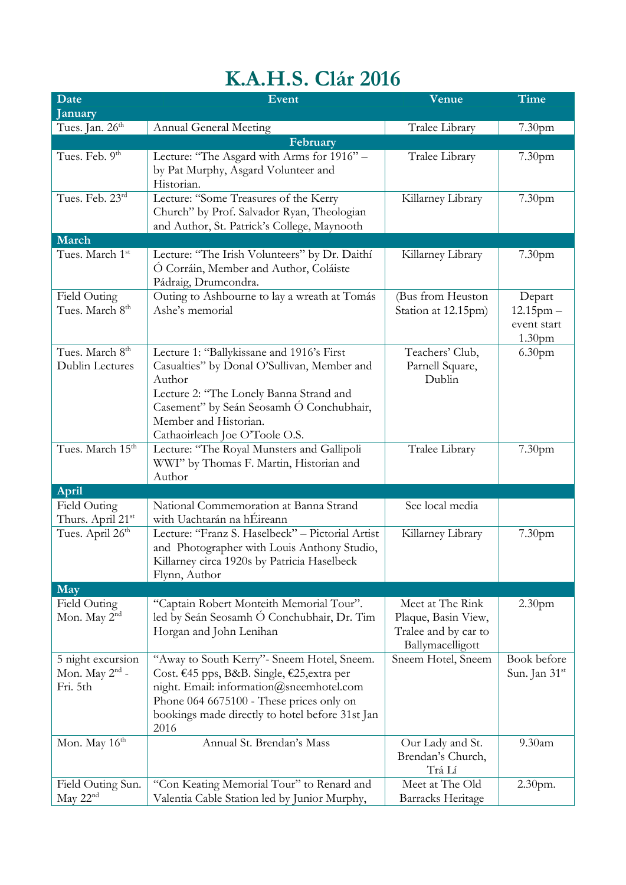# K.A.H.S. Clár 2016

| Date | Event | Venue | Time |
|---|---|---|---|
| **January** | | | |
| Tues. Jan. 26th | Annual General Meeting | Tralee Library | 7.30pm |
| **February** | | | |
| Tues. Feb. 9th | Lecture: "The Asgard with Arms for 1916" – by Pat Murphy, Asgard Volunteer and Historian. | Tralee Library | 7.30pm |
| Tues. Feb. 23rd | Lecture: "Some Treasures of the Kerry Church" by Prof. Salvador Ryan, Theologian and Author, St. Patrick's College, Maynooth | Killarney Library | 7.30pm |
| **March** | | | |
| Tues. March 1st | Lecture: "The Irish Volunteers" by Dr. Daithí Ó Corráin, Member and Author, Coláiste Pádraig, Drumcondra. | Killarney Library | 7.30pm |
| Field Outing Tues. March 8th | Outing to Ashbourne to lay a wreath at Tomás Ashe's memorial | (Bus from Heuston Station at 12.15pm) | Depart 12.15pm – event start 1.30pm |
| Tues. March 8th Dublin Lectures | Lecture 1: "Ballykissane and 1916's First Casualties" by Donal O'Sullivan, Member and Author<br>Lecture 2: "The Lonely Banna Strand and Casement" by Seán Seosamh Ó Conchubhair, Member and Historian.<br>Cathaoirleach Joe O'Toole O.S. | Teachers' Club, Parnell Square, Dublin | 6.30pm |
| Tues. March 15th | Lecture: "The Royal Munsters and Gallipoli WWI" by Thomas F. Martin, Historian and Author | Tralee Library | 7.30pm |
| **April** | | | |
| Field Outing Thurs. April 21st | National Commemoration at Banna Strand with Uachtarán na hÉireann | See local media | |
| Tues. April 26th | Lecture: "Franz S. Haselbeck" – Pictorial Artist and Photographer with Louis Anthony Studio, Killarney circa 1920s by Patricia Haselbeck Flynn, Author | Killarney Library | 7.30pm |
| **May** | | | |
| Field Outing Mon. May 2nd | "Captain Robert Monteith Memorial Tour". led by Seán Seosamh Ó Conchubhair, Dr. Tim Horgan and John Lenihan | Meet at The Rink Plaque, Basin View, Tralee and by car to Ballymacelligott | 2.30pm |
| 5 night excursion Mon. May 2nd - Fri. 5th | "Away to South Kerry"- Sneem Hotel, Sneem. Cost. €45 pps, B&B. Single, €25,extra per night. Email: information@sneemhotel.com Phone 064 6675100 - These prices only on bookings made directly to hotel before 31st Jan 2016 | Sneem Hotel, Sneem | Book before Sun. Jan 31st |
| Mon. May 16th | Annual St. Brendan's Mass | Our Lady and St. Brendan's Church, Trá Lí | 9.30am |
| Field Outing Sun. May 22nd | "Con Keating Memorial Tour" to Renard and Valentia Cable Station led by Junior Murphy, | Meet at The Old Barracks Heritage | 2.30pm. |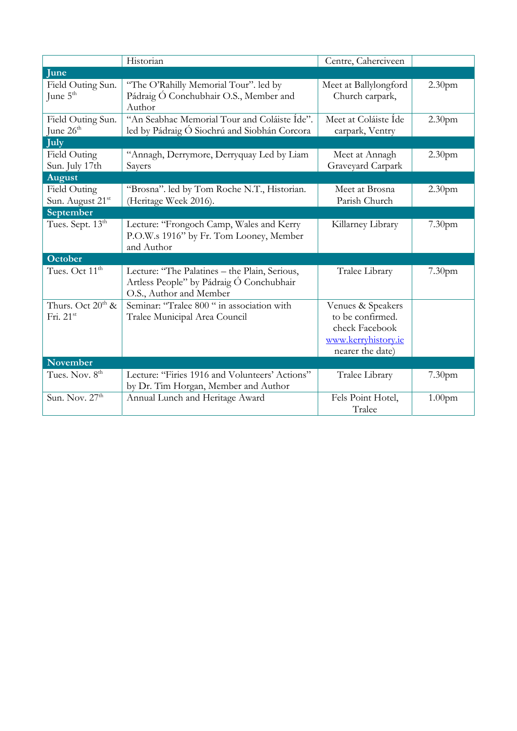| | | | |
|---|---|---|---|
| | Historian | Centre, Caherciveen | |
| **June** | | | |
| Field Outing Sun. June 5th | "The O'Rahilly Memorial Tour". led by Pádraig Ó Conchubhair O.S., Member and Author | Meet at Ballylongford Church carpark, | 2.30pm |
| Field Outing Sun. June 26th | "An Seabhac Memorial Tour and Coláiste Íde". led by Pádraig Ó Siochrú and Siobhán Corcora | Meet at Coláiste Íde carpark, Ventry | 2.30pm |
| **July** | | | |
| Field Outing Sun. July 17th | "Annagh, Derrymore, Derryquay Led by Liam Sayers | Meet at Annagh Graveyard Carpark | 2.30pm |
| **August** | | | |
| Field Outing Sun. August 21st | "Brosna". led by Tom Roche N.T., Historian. (Heritage Week 2016). | Meet at Brosna Parish Church | 2.30pm |
| **September** | | | |
| Tues. Sept. 13th | Lecture: "Frongoch Camp, Wales and Kerry P.O.W.s 1916" by Fr. Tom Looney, Member and Author | Killarney Library | 7.30pm |
| **October** | | | |
| Tues. Oct 11th | Lecture: "The Palatines – the Plain, Serious, Artless People" by Pádraig Ó Conchubhair O.S., Author and Member | Tralee Library | 7.30pm |
| Thurs. Oct 20th & Fri. 21st | Seminar: "Tralee 800 " in association with Tralee Municipal Area Council | Venues & Speakers to be confirmed. check Facebook www.kerryhistory.ie nearer the date) | |
| **November** | | | |
| Tues. Nov. 8th | Lecture: "Firies 1916 and Volunteers' Actions" by Dr. Tim Horgan, Member and Author | Tralee Library | 7.30pm |
| Sun. Nov. 27th | Annual Lunch and Heritage Award | Fels Point Hotel, Tralee | 1.00pm |